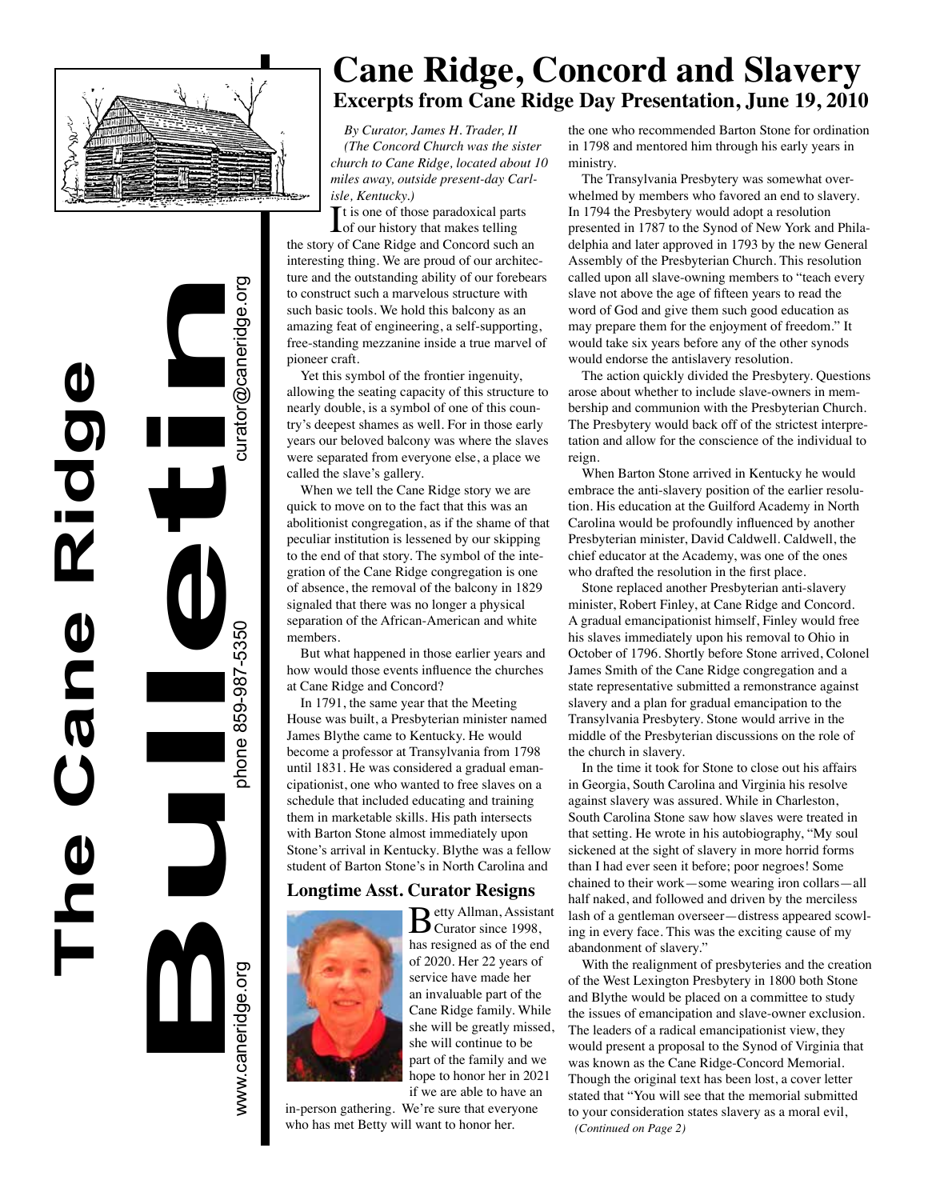# The Cane Ridge Bulletin

www.caneridge.org phone 859-987-5350 curator@caneridge.org

## Cane Ridge, Concord and Slavery

### Excerpts from Cane Ridge Day Presentation, June 19, 2010

*By Curator, James H. Trader, II*
*(The Concord Church was the sister church to Cane Ridge, located about 10 miles away, outside present-day Carlisle, Kentucky.)*

It is one of those paradoxical parts of our history that makes telling the story of Cane Ridge and Concord such an interesting thing. We are proud of our architecture and the outstanding ability of our forebears to construct such a marvelous structure with such basic tools. We hold this balcony as an amazing feat of engineering, a self-supporting, free-standing mezzanine inside a true marvel of pioneer craft.

Yet this symbol of the frontier ingenuity, allowing the seating capacity of this structure to nearly double, is a symbol of one of this country's deepest shames as well. For in those early years our beloved balcony was where the slaves were separated from everyone else, a place we called the slave's gallery.

When we tell the Cane Ridge story we are quick to move on to the fact that this was an abolitionist congregation, as if the shame of that peculiar institution is lessened by our skipping to the end of that story. The symbol of the integration of the Cane Ridge congregation is one of absence, the removal of the balcony in 1829 signaled that there was no longer a physical separation of the African-American and white members.

But what happened in those earlier years and how would those events influence the churches at Cane Ridge and Concord?

In 1791, the same year that the Meeting House was built, a Presbyterian minister named James Blythe came to Kentucky. He would become a professor at Transylvania from 1798 until 1831. He was considered a gradual emancipationist, one who wanted to free slaves on a schedule that included educating and training them in marketable skills. His path intersects with Barton Stone almost immediately upon Stone's arrival in Kentucky. Blythe was a fellow student of Barton Stone's in North Carolina and the one who recommended Barton Stone for ordination in 1798 and mentored him through his early years in ministry.

The Transylvania Presbytery was somewhat overwhelmed by members who favored an end to slavery. In 1794 the Presbytery would adopt a resolution presented in 1787 to the Synod of New York and Philadelphia and later approved in 1793 by the new General Assembly of the Presbyterian Church. This resolution called upon all slave-owning members to "teach every slave not above the age of fifteen years to read the word of God and give them such good education as may prepare them for the enjoyment of freedom." It would take six years before any of the other synods would endorse the antislavery resolution.

The action quickly divided the Presbytery. Questions arose about whether to include slave-owners in membership and communion with the Presbyterian Church. The Presbytery would back off of the strictest interpretation and allow for the conscience of the individual to reign.

When Barton Stone arrived in Kentucky he would embrace the anti-slavery position of the earlier resolution. His education at the Guilford Academy in North Carolina would be profoundly influenced by another Presbyterian minister, David Caldwell. Caldwell, the chief educator at the Academy, was one of the ones who drafted the resolution in the first place.

Stone replaced another Presbyterian anti-slavery minister, Robert Finley, at Cane Ridge and Concord. A gradual emancipationist himself, Finley would free his slaves immediately upon his removal to Ohio in October of 1796. Shortly before Stone arrived, Colonel James Smith of the Cane Ridge congregation and a state representative submitted a remonstrance against slavery and a plan for gradual emancipation to the Transylvania Presbytery. Stone would arrive in the middle of the Presbyterian discussions on the role of the church in slavery.

In the time it took for Stone to close out his affairs in Georgia, South Carolina and Virginia his resolve against slavery was assured. While in Charleston, South Carolina Stone saw how slaves were treated in that setting. He wrote in his autobiography, "My soul sickened at the sight of slavery in more horrid forms than I had ever seen it before; poor negroes! Some chained to their work—some wearing iron collars—all half naked, and followed and driven by the merciless lash of a gentleman overseer—distress appeared scowling in every face. This was the exciting cause of my abandonment of slavery."

With the realignment of presbyteries and the creation of the West Lexington Presbytery in 1800 both Stone and Blythe would be placed on a committee to study the issues of emancipation and slave-owner exclusion. The leaders of a radical emancipationist view, they would present a proposal to the Synod of Virginia that was known as the Cane Ridge-Concord Memorial. Though the original text has been lost, a cover letter stated that "You will see that the memorial submitted to your consideration states slavery as a moral evil,

*(Continued on Page 2)*

### Longtime Asst. Curator Resigns

Betty Allman, Assistant Curator since 1998, has resigned as of the end of 2020. Her 22 years of service have made her an invaluable part of the Cane Ridge family. While she will be greatly missed, she will continue to be part of the family and we hope to honor her in 2021 if we are able to have an in-person gathering. We're sure that everyone who has met Betty will want to honor her.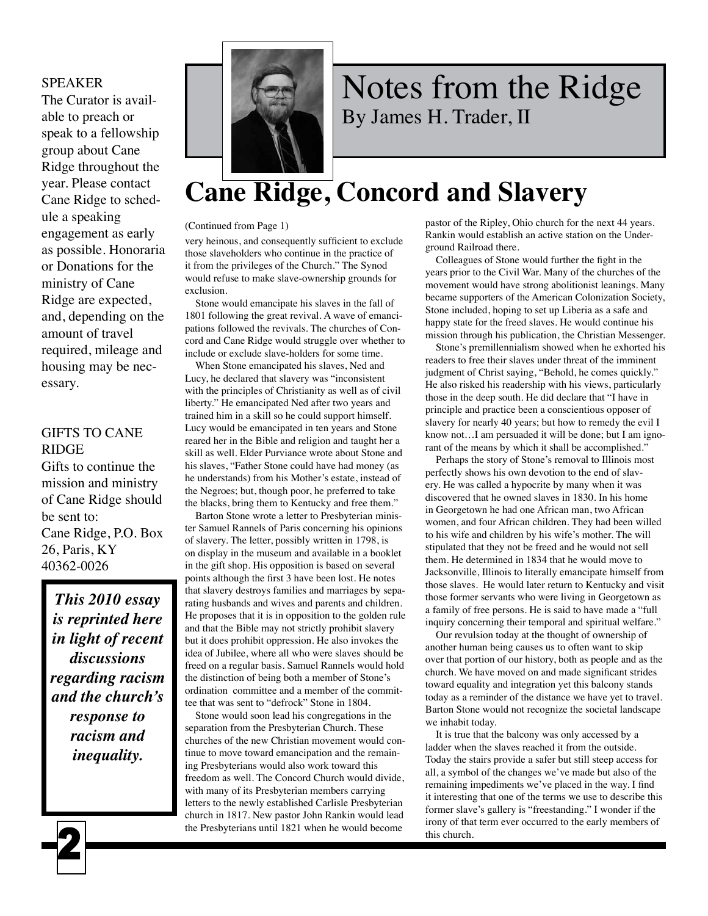SPEAKER

The Curator is available to preach or speak to a fellowship group about Cane Ridge throughout the year. Please contact Cane Ridge to schedule a speaking engagement as early as possible. Honoraria or Donations for the ministry of Cane Ridge are expected, and, depending on the amount of travel required, mileage and housing may be necessary.

GIFTS TO CANE RIDGE

Gifts to continue the mission and ministry of Cane Ridge should be sent to:
Cane Ridge, P.O. Box 26, Paris, KY 40362-0026

***This 2010 essay is reprinted here in light of recent discussions regarding racism and the church's response to racism and inequality.***

# Notes from the Ridge

By James H. Trader, II

## Cane Ridge, Concord and Slavery

(Continued from Page 1)

very heinous, and consequently sufficient to exclude those slaveholders who continue in the practice of it from the privileges of the Church." The Synod would refuse to make slave-ownership grounds for exclusion.

Stone would emancipate his slaves in the fall of 1801 following the great revival. A wave of emancipations followed the revivals. The churches of Concord and Cane Ridge would struggle over whether to include or exclude slave-holders for some time.

When Stone emancipated his slaves, Ned and Lucy, he declared that slavery was "inconsistent with the principles of Christianity as well as of civil liberty." He emancipated Ned after two years and trained him in a skill so he could support himself. Lucy would be emancipated in ten years and Stone reared her in the Bible and religion and taught her a skill as well. Elder Purviance wrote about Stone and his slaves, "Father Stone could have had money (as he understands) from his Mother's estate, instead of the Negroes; but, though poor, he preferred to take the blacks, bring them to Kentucky and free them."

Barton Stone wrote a letter to Presbyterian minister Samuel Rannels of Paris concerning his opinions of slavery. The letter, possibly written in 1798, is on display in the museum and available in a booklet in the gift shop. His opposition is based on several points although the first 3 have been lost. He notes that slavery destroys families and marriages by separating husbands and wives and parents and children. He proposes that it is in opposition to the golden rule and that the Bible may not strictly prohibit slavery but it does prohibit oppression. He also invokes the idea of Jubilee, where all who were slaves should be freed on a regular basis. Samuel Rannels would hold the distinction of being both a member of Stone's ordination committee and a member of the committee that was sent to "defrock" Stone in 1804.

Stone would soon lead his congregations in the separation from the Presbyterian Church. These churches of the new Christian movement would continue to move toward emancipation and the remaining Presbyterians would also work toward this freedom as well. The Concord Church would divide, with many of its Presbyterian members carrying letters to the newly established Carlisle Presbyterian church in 1817. New pastor John Rankin would lead the Presbyterians until 1821 when he would become pastor of the Ripley, Ohio church for the next 44 years. Rankin would establish an active station on the Underground Railroad there.

Colleagues of Stone would further the fight in the years prior to the Civil War. Many of the churches of the movement would have strong abolitionist leanings. Many became supporters of the American Colonization Society, Stone included, hoping to set up Liberia as a safe and happy state for the freed slaves. He would continue his mission through his publication, the Christian Messenger.

Stone's premillennialism showed when he exhorted his readers to free their slaves under threat of the imminent judgment of Christ saying, "Behold, he comes quickly." He also risked his readership with his views, particularly those in the deep south. He did declare that "I have in principle and practice been a conscientious opposer of slavery for nearly 40 years; but how to remedy the evil I know not…I am persuaded it will be done; but I am ignorant of the means by which it shall be accomplished."

Perhaps the story of Stone's removal to Illinois most perfectly shows his own devotion to the end of slavery. He was called a hypocrite by many when it was discovered that he owned slaves in 1830. In his home in Georgetown he had one African man, two African women, and four African children. They had been willed to his wife and children by his wife's mother. The will stipulated that they not be freed and he would not sell them. He determined in 1834 that he would move to Jacksonville, Illinois to literally emancipate himself from those slaves. He would later return to Kentucky and visit those former servants who were living in Georgetown as a family of free persons. He is said to have made a "full inquiry concerning their temporal and spiritual welfare."

Our revulsion today at the thought of ownership of another human being causes us to often want to skip over that portion of our history, both as people and as the church. We have moved on and made significant strides toward equality and integration yet this balcony stands today as a reminder of the distance we have yet to travel. Barton Stone would not recognize the societal landscape we inhabit today.

It is true that the balcony was only accessed by a ladder when the slaves reached it from the outside. Today the stairs provide a safer but still steep access for all, a symbol of the changes we've made but also of the remaining impediments we've placed in the way. I find it interesting that one of the terms we use to describe this former slave's gallery is "freestanding." I wonder if the irony of that term ever occurred to the early members of this church.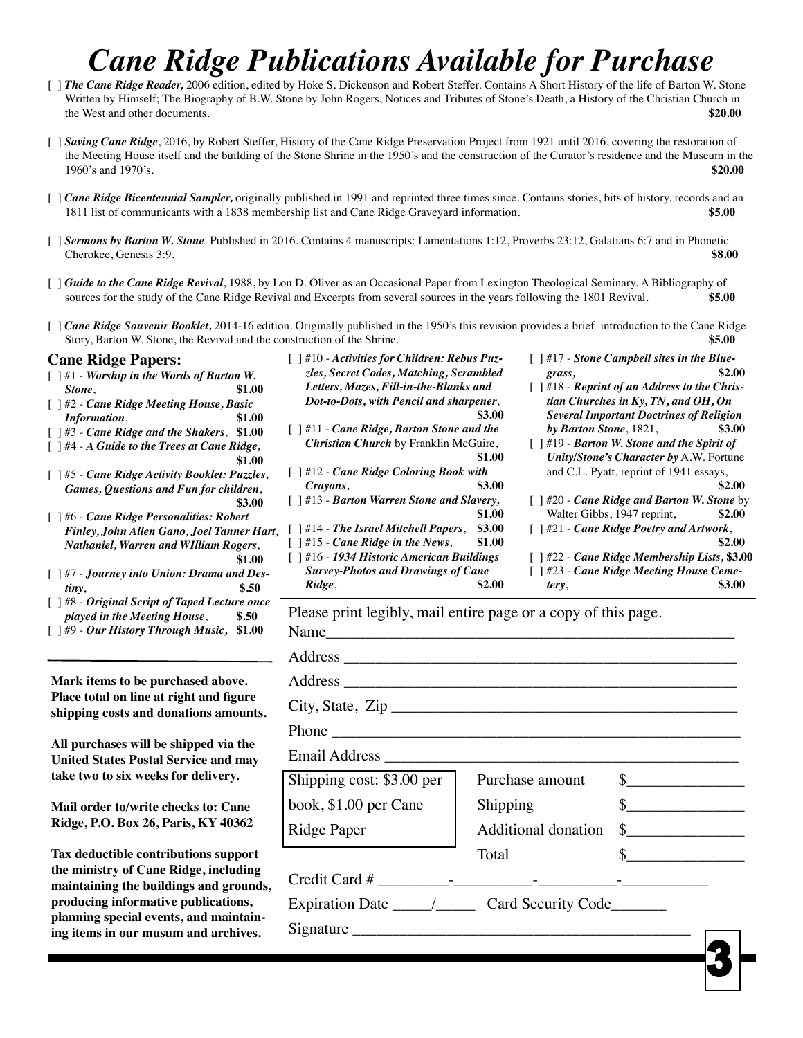# *Cane Ridge Publications Available for Purchase*

[ ] ***The Cane Ridge Reader,*** 2006 edition, edited by Hoke S. Dickenson and Robert Steffer. Contains A Short History of the life of Barton W. Stone Written by Himself; The Biography of B.W. Stone by John Rogers, Notices and Tributes of Stone's Death, a History of the Christian Church in the West and other documents. **$20.00**

[ ] ***Saving Cane Ridge***, 2016, by Robert Steffer, History of the Cane Ridge Preservation Project from 1921 until 2016, covering the restoration of the Meeting House itself and the building of the Stone Shrine in the 1950's and the construction of the Curator's residence and the Museum in the 1960's and 1970's. **$20.00**

[ ] ***Cane Ridge Bicentennial Sampler,*** originally published in 1991 and reprinted three times since. Contains stories, bits of history, records and an 1811 list of communicants with a 1838 membership list and Cane Ridge Graveyard information. **$5.00**

[ ] ***Sermons by Barton W. Stone***. Published in 2016. Contains 4 manuscripts: Lamentations 1:12, Proverbs 23:12, Galatians 6:7 and in Phonetic Cherokee, Genesis 3:9. **$8.00**

[ ] ***Guide to the Cane Ridge Revival***, 1988, by Lon D. Oliver as an Occasional Paper from Lexington Theological Seminary. A Bibliography of sources for the study of the Cane Ridge Revival and Excerpts from several sources in the years following the 1801 Revival. **$5.00**

[ ] ***Cane Ridge Souvenir Booklet,*** 2014-16 edition. Originally published in the 1950's this revision provides a brief introduction to the Cane Ridge Story, Barton W. Stone, the Revival and the construction of the Shrine. **$5.00**

## Cane Ridge Papers:

[ ] #1 - ***Worship in the Words of Barton W. Stone***, **$1.00**

[ ] #2 - ***Cane Ridge Meeting House, Basic Information***, **$1.00**

[ ] #3 - ***Cane Ridge and the Shakers***, **$1.00**

[ ] #4 - ***A Guide to the Trees at Cane Ridge,*** **$1.00**

[ ] #5 - ***Cane Ridge Activity Booklet: Puzzles, Games, Questions and Fun for children***, **$3.00**

[ ] #6 - ***Cane Ridge Personalities: Robert Finley, John Allen Gano, Joel Tanner Hart, Nathaniel, Warren and WIlliam Rogers***, **$1.00**

[ ] #7 - ***Journey into Union: Drama and Destiny***, **$.50**

[ ] #8 - ***Original Script of Taped Lecture once played in the Meeting House***, **$.50**

[ ] #9 - ***Our History Through Music,*** **$1.00**

[ ] #10 - ***Activities for Children: Rebus Puzzles, Secret Codes, Matching, Scrambled Letters, Mazes, Fill-in-the-Blanks and Dot-to-Dots, with Pencil and sharpener***, **$3.00**

[ ] #11 - ***Cane Ridge, Barton Stone and the Christian Church*** by Franklin McGuire, **$1.00**

[ ] #12 - ***Cane Ridge Coloring Book with Crayons,*** **$3.00**

[ ] #13 - ***Barton Warren Stone and Slavery,*** **$1.00**

[ ] #14 - ***The Israel Mitchell Papers***, **$3.00**

[ ] #15 - ***Cane Ridge in the News***, **$1.00**

[ ] #16 - ***1934 Historic American Buildings Survey-Photos and Drawings of Cane Ridge***, **$2.00**

[ ] #17 - ***Stone Campbell sites in the Bluegrass,*** **$2.00**

[ ] #18 - ***Reprint of an Address to the Christian Churches in Ky, TN, and OH, On Several Important Doctrines of Religion by Barton Stone***, 1821, **$3.00**

[ ] #19 - ***Barton W. Stone and the Spirit of Unity/Stone's Character by*** A.W. Fortune and C.L. Pyatt, reprint of 1941 essays, **$2.00**

[ ] #20 - ***Cane Ridge and Barton W. Stone*** by Walter Gibbs, 1947 reprint, **$2.00**

[ ] #21 - ***Cane Ridge Poetry and Artwork***, **$2.00**

[ ] #22 - ***Cane Ridge Membership Lists,*** **$3.00**

[ ] #23 - ***Cane Ridge Meeting House Cemetery***, **$3.00**

**Mark items to be purchased above. Place total on line at right and figure shipping costs and donations amounts.**

**All purchases will be shipped via the United States Postal Service and may take two to six weeks for delivery.**

**Mail order to/write checks to: Cane Ridge, P.O. Box 26, Paris, KY 40362**

**Tax deductible contributions support the ministry of Cane Ridge, including maintaining the buildings and grounds, producing informative publications, planning special events, and maintaining items in our musum and archives.**

Please print legibly, mail entire page or a copy of this page.

Name_______________________________________________

Address _____________________________________________

Address _____________________________________________

City, State, Zip _______________________________________

Phone ______________________________________________

Email Address ________________________________________

Shipping cost: $3.00 per book, $1.00 per Cane Ridge Paper

| | |
|---|---|
| Purchase amount | $______________ |
| Shipping | $______________ |
| Additional donation | $______________ |
| Total | $______________ |

Credit Card # _________-__________-__________-___________

Expiration Date _____/_____ Card Security Code_______

Signature ___________________________________________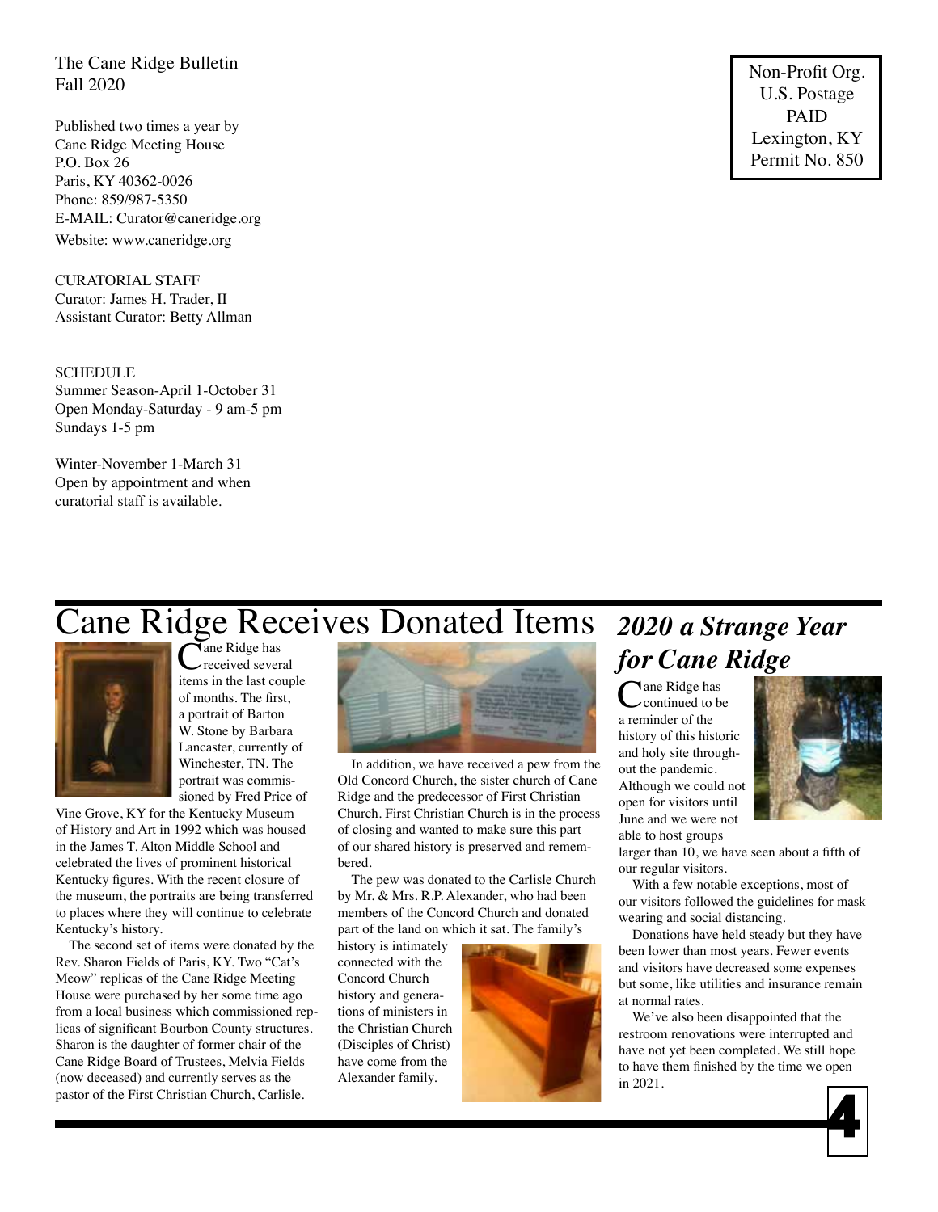The Cane Ridge Bulletin
Fall 2020

Published two times a year by
Cane Ridge Meeting House
P.O. Box 26
Paris, KY 40362-0026
Phone: 859/987-5350
E-MAIL: Curator@caneridge.org
Website: www.caneridge.org

CURATORIAL STAFF
Curator: James H. Trader, II
Assistant Curator: Betty Allman

SCHEDULE
Summer Season-April 1-October 31
Open Monday-Saturday - 9 am-5 pm
Sundays 1-5 pm

Winter-November 1-March 31
Open by appointment and when curatorial staff is available.

Non-Profit Org.
U.S. Postage
PAID
Lexington, KY
Permit No. 850

# Cane Ridge Receives Donated Items

Cane Ridge has received several items in the last couple of months. The first, a portrait of Barton W. Stone by Barbara Lancaster, currently of Winchester, TN. The portrait was commissioned by Fred Price of Vine Grove, KY for the Kentucky Museum of History and Art in 1992 which was housed in the James T. Alton Middle School and celebrated the lives of prominent historical Kentucky figures. With the recent closure of the museum, the portraits are being transferred to places where they will continue to celebrate Kentucky's history.

The second set of items were donated by the Rev. Sharon Fields of Paris, KY. Two "Cat's Meow" replicas of the Cane Ridge Meeting House were purchased by her some time ago from a local business which commissioned replicas of significant Bourbon County structures. Sharon is the daughter of former chair of the Cane Ridge Board of Trustees, Melvia Fields (now deceased) and currently serves as the pastor of the First Christian Church, Carlisle.

In addition, we have received a pew from the Old Concord Church, the sister church of Cane Ridge and the predecessor of First Christian Church. First Christian Church is in the process of closing and wanted to make sure this part of our shared history is preserved and remembered.

The pew was donated to the Carlisle Church by Mr. & Mrs. R.P. Alexander, who had been members of the Concord Church and donated part of the land on which it sat. The family's history is intimately connected with the Concord Church history and generations of ministers in the Christian Church (Disciples of Christ) have come from the Alexander family.

## *2020 a Strange Year for Cane Ridge*

Cane Ridge has continued to be a reminder of the history of this historic and holy site throughout the pandemic. Although we could not open for visitors until June and we were not able to host groups larger than 10, we have seen about a fifth of our regular visitors.

With a few notable exceptions, most of our visitors followed the guidelines for mask wearing and social distancing.

Donations have held steady but they have been lower than most years. Fewer events and visitors have decreased some expenses but some, like utilities and insurance remain at normal rates.

We've also been disappointed that the restroom renovations were interrupted and have not yet been completed. We still hope to have them finished by the time we open in 2021.